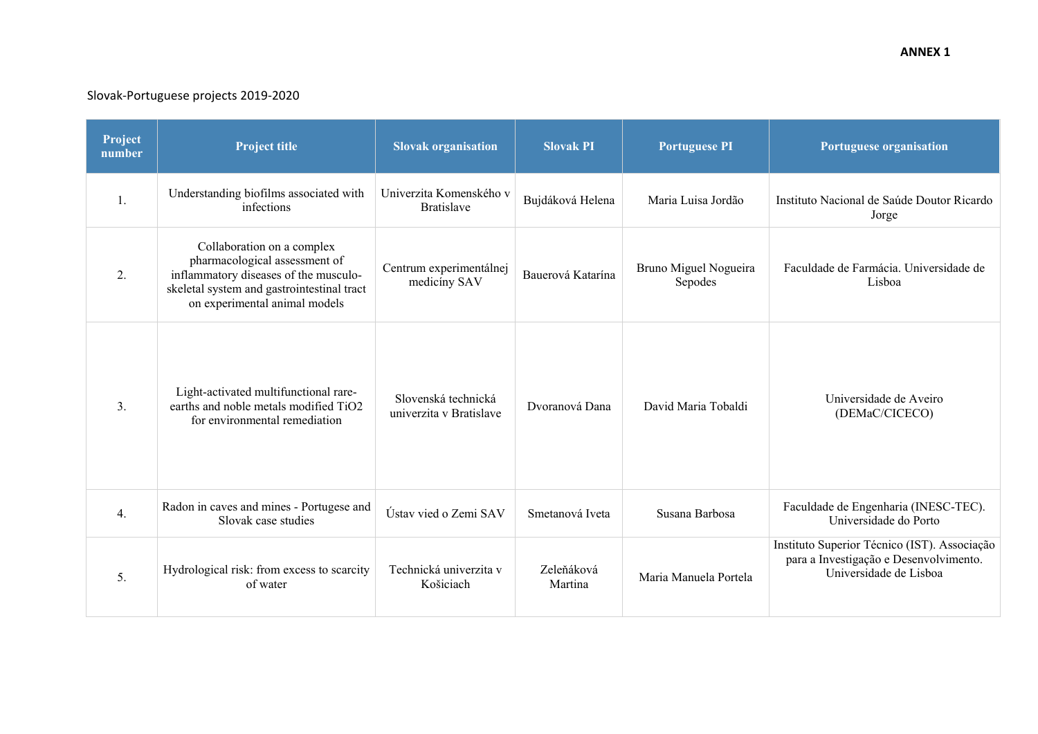**ANNEX 1**

Slovak-Portuguese projects 2019-2020

| Project number | Project title | Slovak organisation | Slovak PI | Portuguese PI | Portuguese organisation |
|---|---|---|---|---|---|
| 1. | Understanding biofilms associated with infections | Univerzita Komenského v Bratislave | Bujdáková Helena | Maria Luisa Jordão | Instituto Nacional de Saúde Doutor Ricardo Jorge |
| 2. | Collaboration on a complex pharmacological assessment of inflammatory diseases of the musculo-skeletal system and gastrointestinal tract on experimental animal models | Centrum experimentálnej medicíny SAV | Bauerová Katarína | Bruno Miguel Nogueira Sepodes | Faculdade de Farmácia. Universidade de Lisboa |
| 3. | Light-activated multifunctional rare-earths and noble metals modified $TiO_2$ for environmental remediation | Slovenská technická univerzita v Bratislave | Dvoranová Dana | David Maria Tobaldi | Universidade de Aveiro (DEMaC/CICECO) |
| 4. | Radon in caves and mines - Portugese and Slovak case studies | Ústav vied o Zemi SAV | Smetanová Iveta | Susana Barbosa | Faculdade de Engenharia (INESC-TEC). Universidade do Porto |
| 5. | Hydrological risk: from excess to scarcity of water | Technická univerzita v Košiciach | Zeleňáková Martina | Maria Manuela Portela | Instituto Superior Técnico (IST). Associação para a Investigação e Desenvolvimento. Universidade de Lisboa |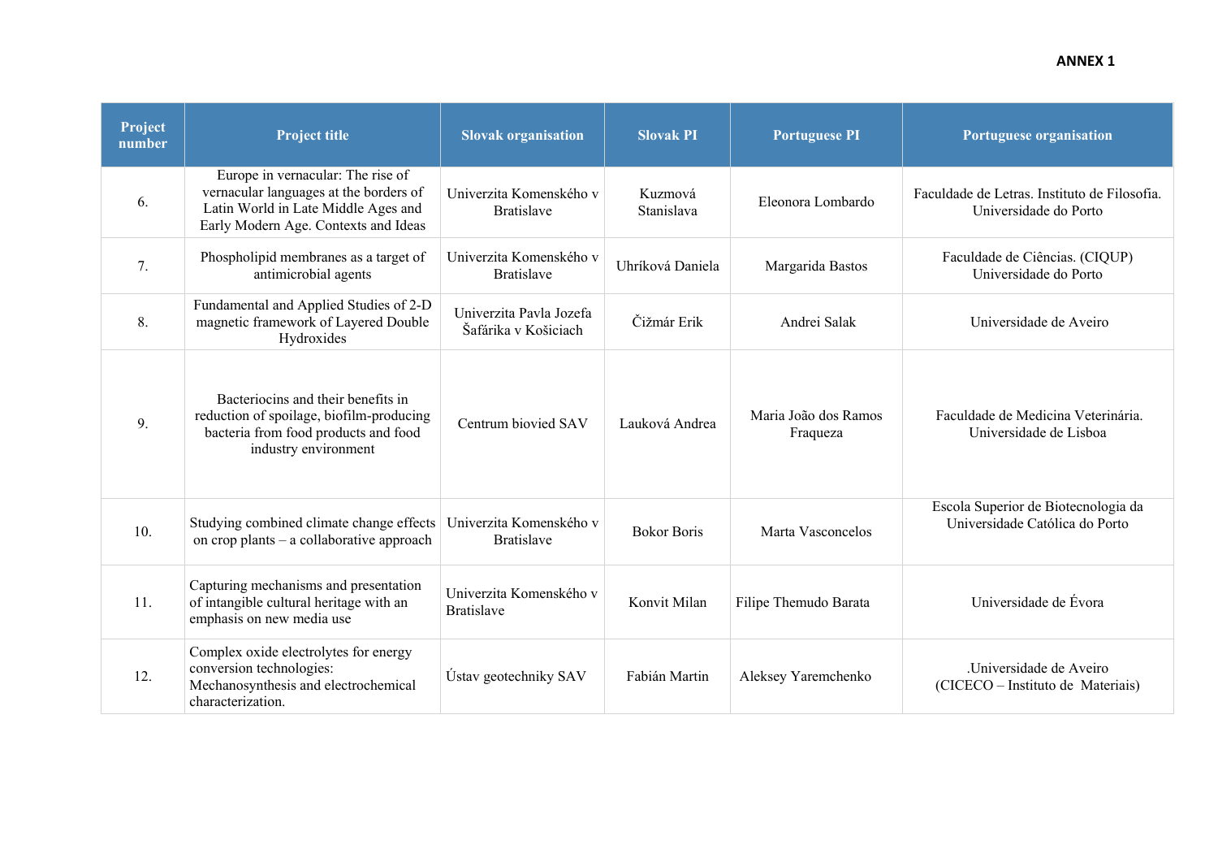**ANNEX 1**

| Project number | Project title | Slovak organisation | Slovak PI | Portuguese PI | Portuguese organisation |
|---|---|---|---|---|---|
| 6. | Europe in vernacular: The rise of vernacular languages at the borders of Latin World in Late Middle Ages and Early Modern Age. Contexts and Ideas | Univerzita Komenského v Bratislave | Kuzmová Stanislava | Eleonora Lombardo | Faculdade de Letras. Instituto de Filosofia. Universidade do Porto |
| 7. | Phospholipid membranes as a target of antimicrobial agents | Univerzita Komenského v Bratislave | Uhríková Daniela | Margarida Bastos | Faculdade de Ciências. (CIQUP) Universidade do Porto |
| 8. | Fundamental and Applied Studies of 2-D magnetic framework of Layered Double Hydroxides | Univerzita Pavla Jozefa Šafárika v Košiciach | Čižmár Erik | Andrei Salak | Universidade de Aveiro |
| 9. | Bacteriocins and their benefits in reduction of spoilage, biofilm-producing bacteria from food products and food industry environment | Centrum biovied SAV | Lauková Andrea | Maria João dos Ramos Fraqueza | Faculdade de Medicina Veterinária. Universidade de Lisboa |
| 10. | Studying combined climate change effects on crop plants – a collaborative approach | Univerzita Komenského v Bratislave | Bokor Boris | Marta Vasconcelos | Escola Superior de Biotecnologia da Universidade Católica do Porto |
| 11. | Capturing mechanisms and presentation of intangible cultural heritage with an emphasis on new media use | Univerzita Komenského v Bratislave | Konvit Milan | Filipe Themudo Barata | Universidade de Évora |
| 12. | Complex oxide electrolytes for energy conversion technologies: Mechanosynthesis and electrochemical characterization. | Ústav geotechniky SAV | Fabián Martin | Aleksey Yaremchenko | .Universidade de Aveiro (CICECO – Instituto de Materiais) |